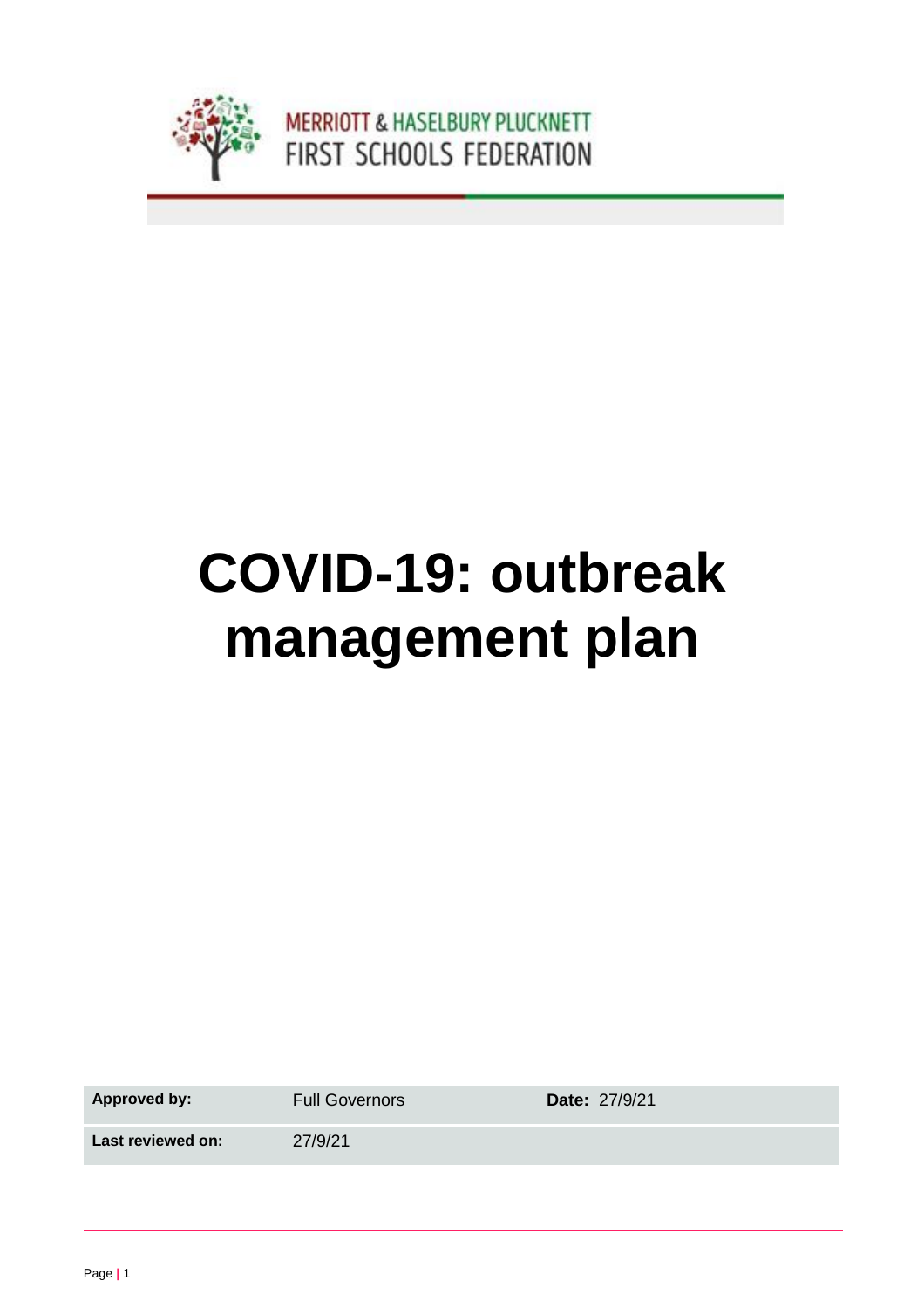MERRIOTT & HASELBURY PLUCKNETT
FIRST SCHOOLS FEDERATION

# COVID-19: outbreak management plan

| **Approved by:** | Full Governors | **Date:** 27/9/21 |
|---|---|---|
| **Last reviewed on:** | 27/9/21 | |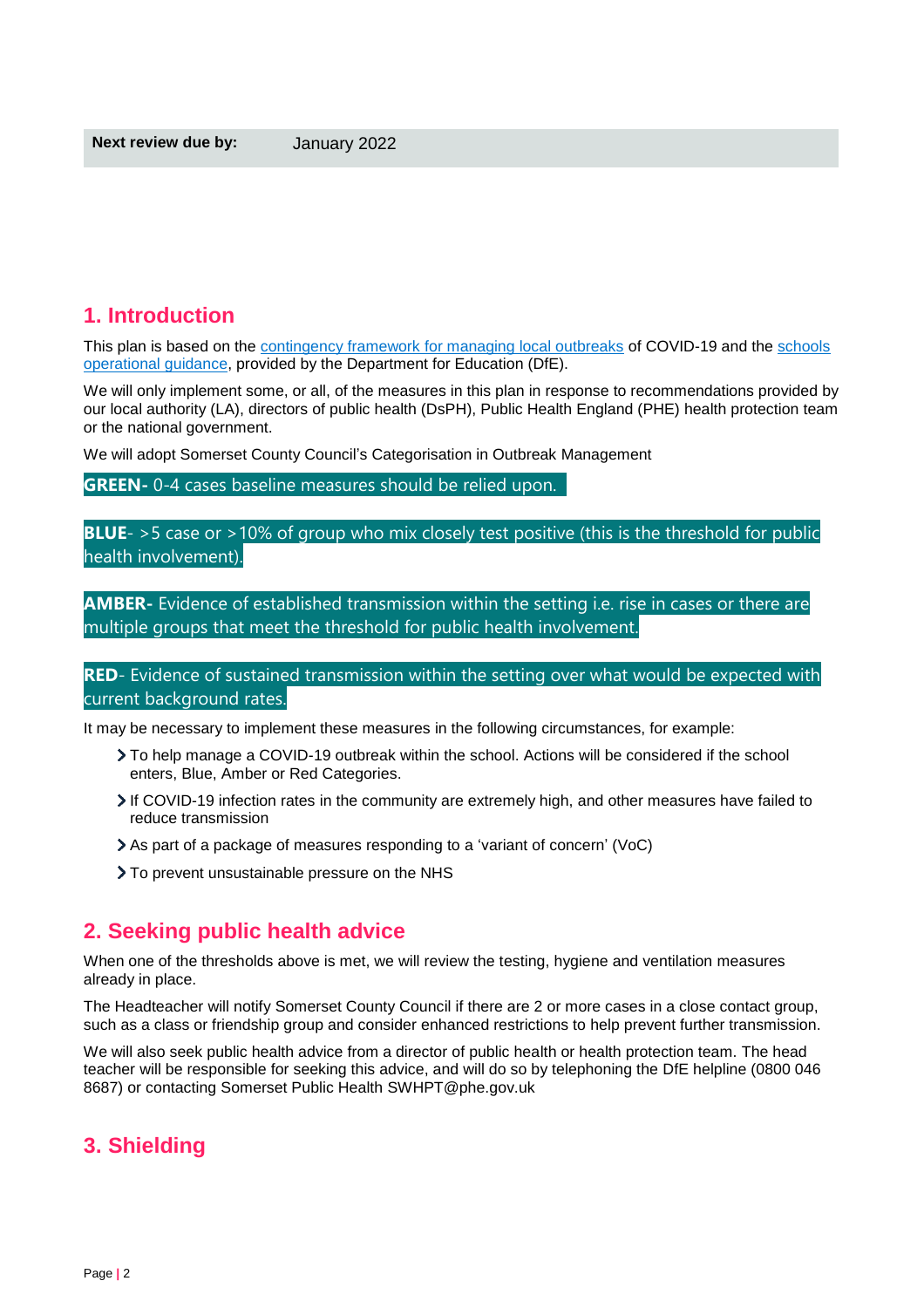| **Next review due by:** | January 2022 |
| --- | --- |

## 1. Introduction

This plan is based on the [contingency framework for managing local outbreaks](#) of COVID-19 and the [schools operational guidance](#), provided by the Department for Education (DfE).

We will only implement some, or all, of the measures in this plan in response to recommendations provided by our local authority (LA), directors of public health (DsPH), Public Health England (PHE) health protection team or the national government.

We will adopt Somerset County Council's Categorisation in Outbreak Management

**GREEN-** 0-4 cases baseline measures should be relied upon.

**BLUE**- >5 case or >10% of group who mix closely test positive (this is the threshold for public health involvement).

**AMBER-** Evidence of established transmission within the setting i.e. rise in cases or there are multiple groups that meet the threshold for public health involvement.

**RED**- Evidence of sustained transmission within the setting over what would be expected with current background rates.

It may be necessary to implement these measures in the following circumstances, for example:

- To help manage a COVID-19 outbreak within the school. Actions will be considered if the school enters, Blue, Amber or Red Categories.
- If COVID-19 infection rates in the community are extremely high, and other measures have failed to reduce transmission
- As part of a package of measures responding to a 'variant of concern' (VoC)
- To prevent unsustainable pressure on the NHS

## 2. Seeking public health advice

When one of the thresholds above is met, we will review the testing, hygiene and ventilation measures already in place.

The Headteacher will notify Somerset County Council if there are 2 or more cases in a close contact group, such as a class or friendship group and consider enhanced restrictions to help prevent further transmission.

We will also seek public health advice from a director of public health or health protection team. The head teacher will be responsible for seeking this advice, and will do so by telephoning the DfE helpline (0800 046 8687) or contacting Somerset Public Health SWHPT@phe.gov.uk

## 3. Shielding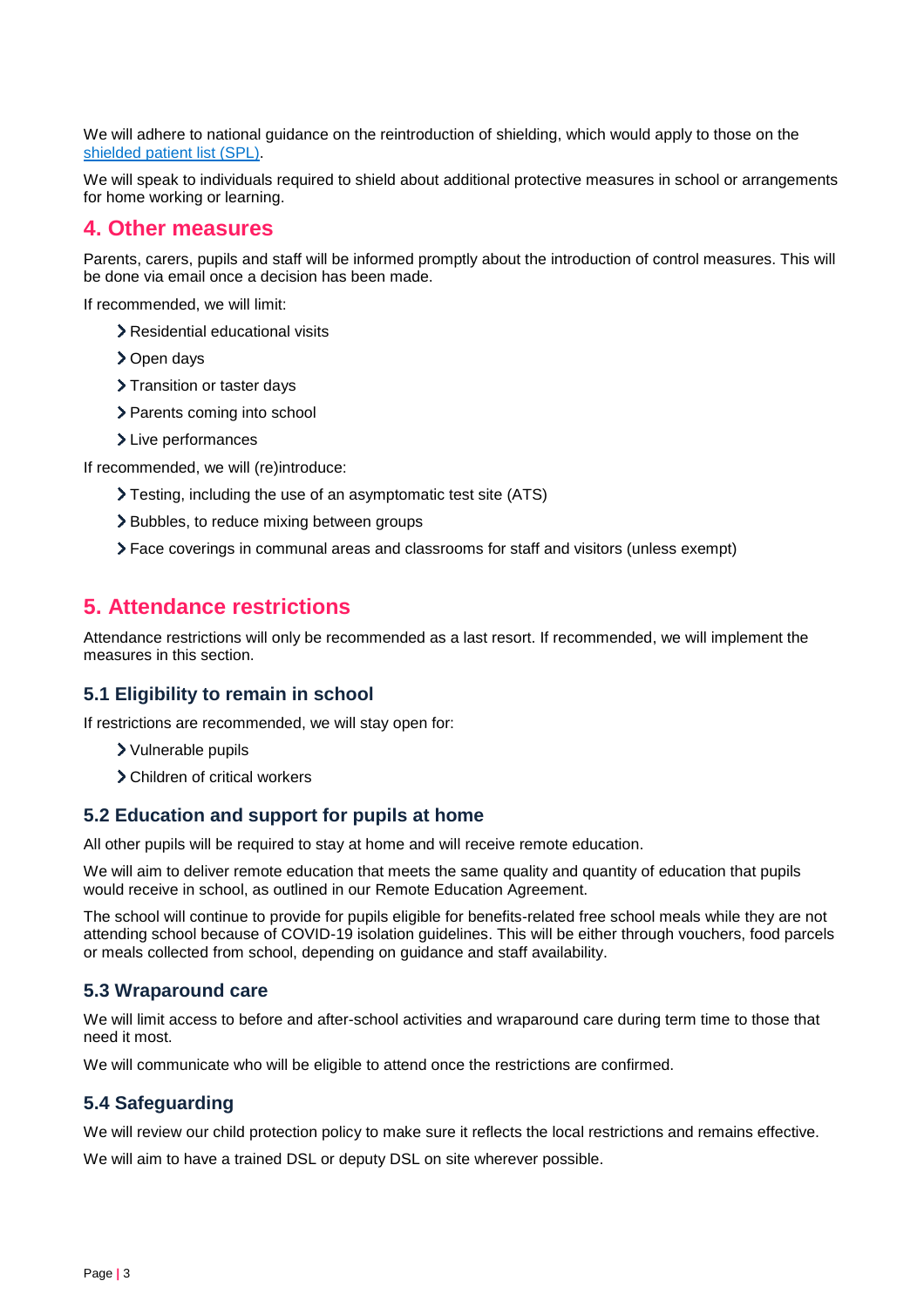We will adhere to national guidance on the reintroduction of shielding, which would apply to those on the [shielded patient list (SPL)](#).

We will speak to individuals required to shield about additional protective measures in school or arrangements for home working or learning.

## 4. Other measures

Parents, carers, pupils and staff will be informed promptly about the introduction of control measures. This will be done via email once a decision has been made.

If recommended, we will limit:

- Residential educational visits
- Open days
- Transition or taster days
- Parents coming into school
- Live performances

If recommended, we will (re)introduce:

- Testing, including the use of an asymptomatic test site (ATS)
- Bubbles, to reduce mixing between groups
- Face coverings in communal areas and classrooms for staff and visitors (unless exempt)

## 5. Attendance restrictions

Attendance restrictions will only be recommended as a last resort. If recommended, we will implement the measures in this section.

### 5.1 Eligibility to remain in school

If restrictions are recommended, we will stay open for:

- Vulnerable pupils
- Children of critical workers

### 5.2 Education and support for pupils at home

All other pupils will be required to stay at home and will receive remote education.

We will aim to deliver remote education that meets the same quality and quantity of education that pupils would receive in school, as outlined in our Remote Education Agreement.

The school will continue to provide for pupils eligible for benefits-related free school meals while they are not attending school because of COVID-19 isolation guidelines. This will be either through vouchers, food parcels or meals collected from school, depending on guidance and staff availability.

### 5.3 Wraparound care

We will limit access to before and after-school activities and wraparound care during term time to those that need it most.

We will communicate who will be eligible to attend once the restrictions are confirmed.

### 5.4 Safeguarding

We will review our child protection policy to make sure it reflects the local restrictions and remains effective.

We will aim to have a trained DSL or deputy DSL on site wherever possible.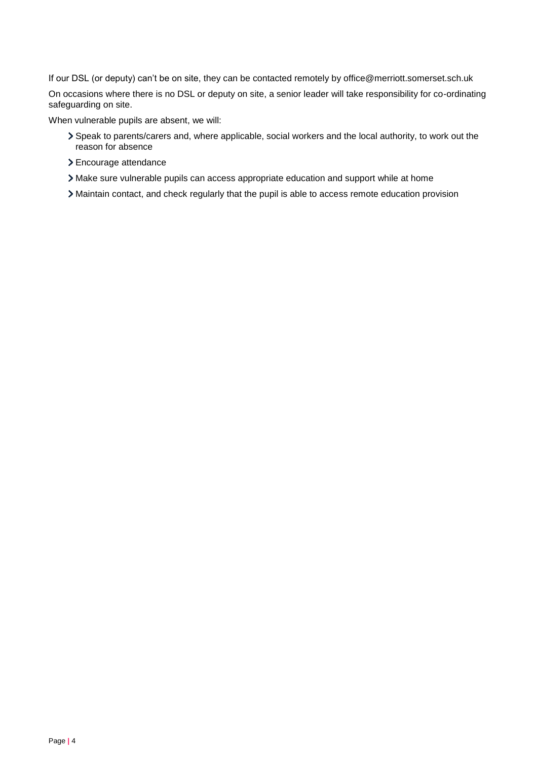If our DSL (or deputy) can't be on site, they can be contacted remotely by office@merriott.somerset.sch.uk

On occasions where there is no DSL or deputy on site, a senior leader will take responsibility for co-ordinating safeguarding on site.

When vulnerable pupils are absent, we will:

- Speak to parents/carers and, where applicable, social workers and the local authority, to work out the reason for absence
- Encourage attendance
- Make sure vulnerable pupils can access appropriate education and support while at home
- Maintain contact, and check regularly that the pupil is able to access remote education provision